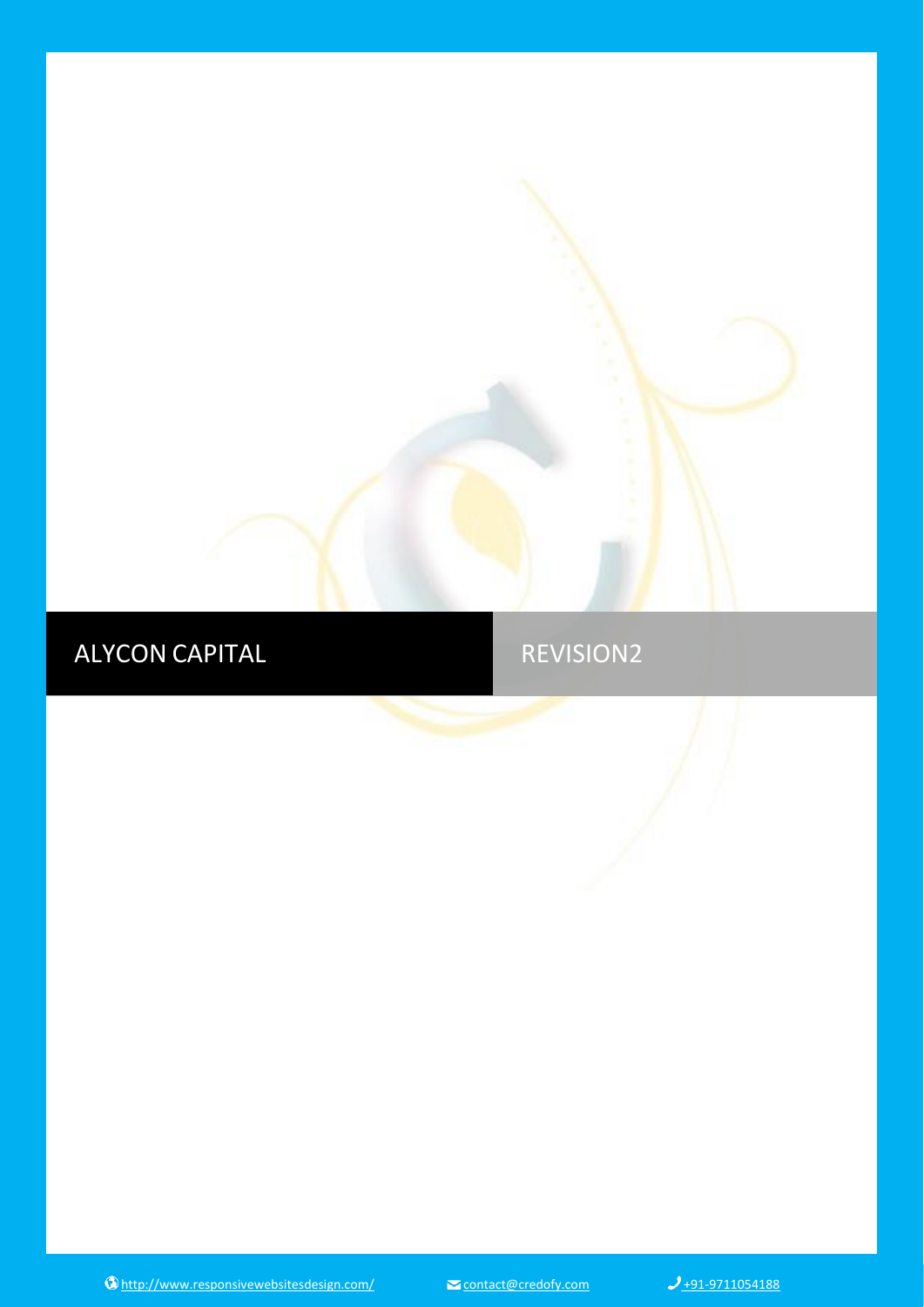# ALYCON CAPITAL

REVISION2

http://www.responsivewebsitesdesign.com/ contact@credofy.com +91-9711054188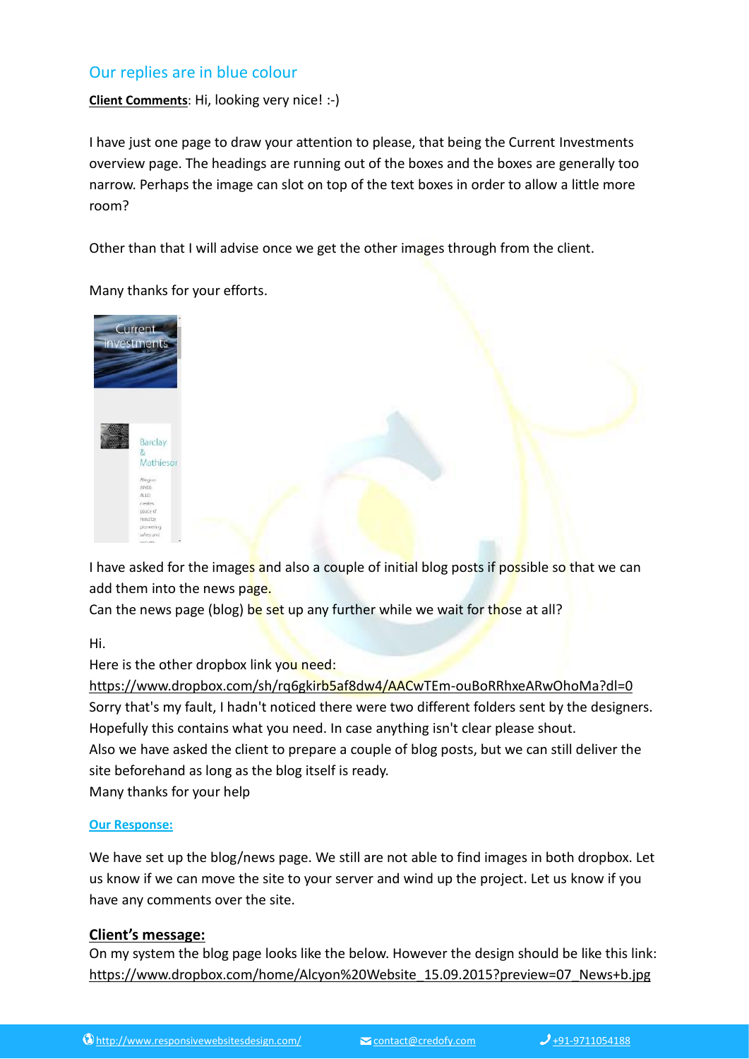## Our replies are in blue colour

**Client Comments**: Hi, looking very nice! :-)

I have just one page to draw your attention to please, that being the Current Investments overview page. The headings are running out of the boxes and the boxes are generally too narrow. Perhaps the image can slot on top of the text boxes in order to allow a little more room?

Other than that I will advise once we get the other images through from the client.

Many thanks for your efforts.

I have asked for the images and also a couple of initial blog posts if possible so that we can add them into the news page.
Can the news page (blog) be set up any further while we wait for those at all?

Hi.
Here is the other dropbox link you need:
https://www.dropbox.com/sh/rq6gkirb5af8dw4/AACwTEm-ouBoRRhxeARwOhoMa?dl=0
Sorry that's my fault, I hadn't noticed there were two different folders sent by the designers.
Hopefully this contains what you need. In case anything isn't clear please shout.
Also we have asked the client to prepare a couple of blog posts, but we can still deliver the site beforehand as long as the blog itself is ready.
Many thanks for your help

**Our Response:**

We have set up the blog/news page. We still are not able to find images in both dropbox. Let us know if we can move the site to your server and wind up the project. Let us know if you have any comments over the site.

### Client's message:

On my system the blog page looks like the below. However the design should be like this link:
https://www.dropbox.com/home/Alcyon%20Website_15.09.2015?preview=07_News+b.jpg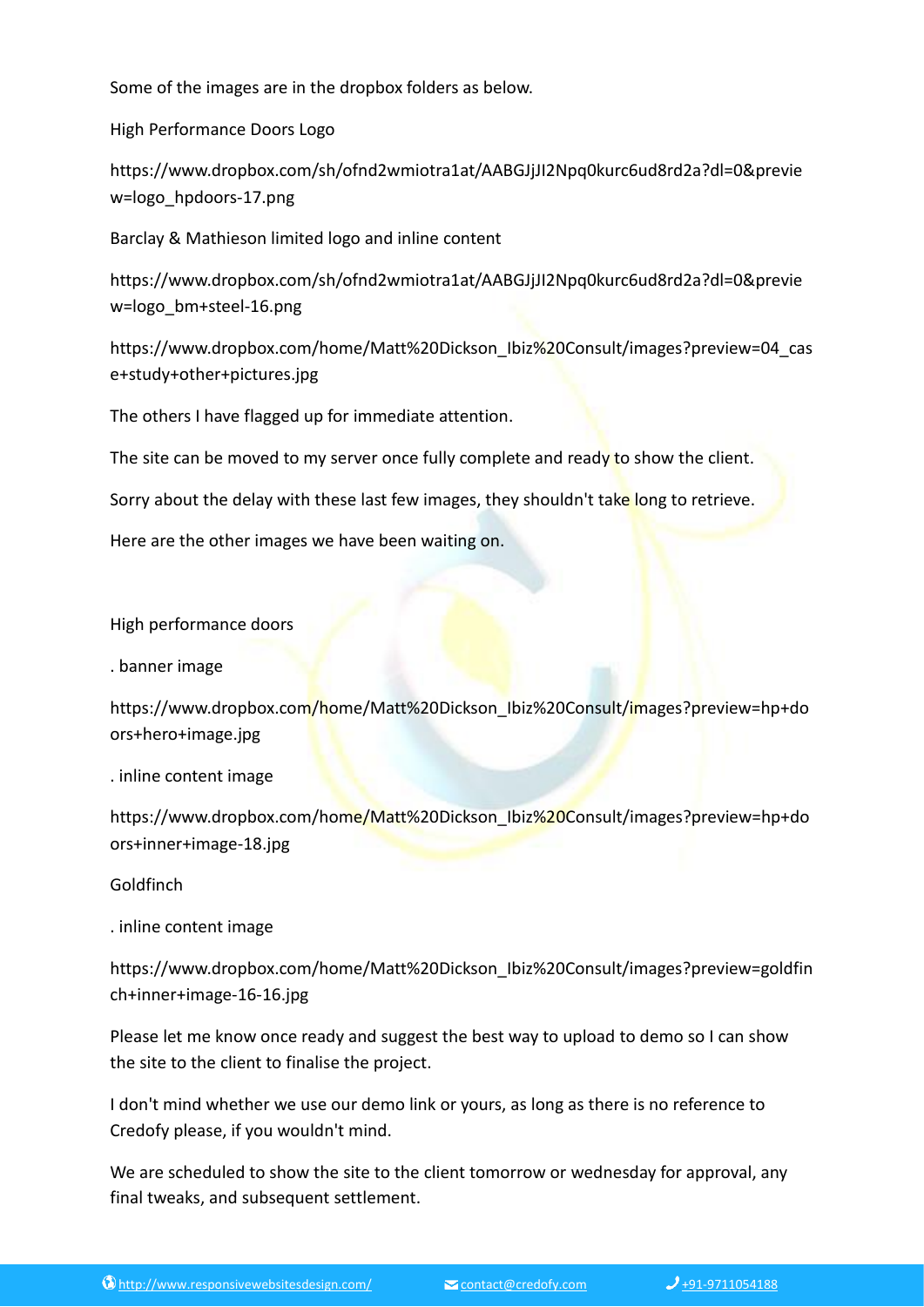Some of the images are in the dropbox folders as below.

High Performance Doors Logo

https://www.dropbox.com/sh/ofnd2wmiotra1at/AABGJjJI2Npq0kurc6ud8rd2a?dl=0&preview=logo_hpdoors-17.png

Barclay & Mathieson limited logo and inline content

https://www.dropbox.com/sh/ofnd2wmiotra1at/AABGJjJI2Npq0kurc6ud8rd2a?dl=0&preview=logo_bm+steel-16.png

https://www.dropbox.com/home/Matt%20Dickson_Ibiz%20Consult/images?preview=04_case+study+other+pictures.jpg

The others I have flagged up for immediate attention.

The site can be moved to my server once fully complete and ready to show the client.

Sorry about the delay with these last few images, they shouldn't take long to retrieve.

Here are the other images we have been waiting on.

High performance doors

. banner image

https://www.dropbox.com/home/Matt%20Dickson_Ibiz%20Consult/images?preview=hp+doors+hero+image.jpg

. inline content image

https://www.dropbox.com/home/Matt%20Dickson_Ibiz%20Consult/images?preview=hp+doors+inner+image-18.jpg

Goldfinch

. inline content image

https://www.dropbox.com/home/Matt%20Dickson_Ibiz%20Consult/images?preview=goldfinch+inner+image-16-16.jpg

Please let me know once ready and suggest the best way to upload to demo so I can show the site to the client to finalise the project.

I don't mind whether we use our demo link or yours, as long as there is no reference to Credofy please, if you wouldn't mind.

We are scheduled to show the site to the client tomorrow or wednesday for approval, any final tweaks, and subsequent settlement.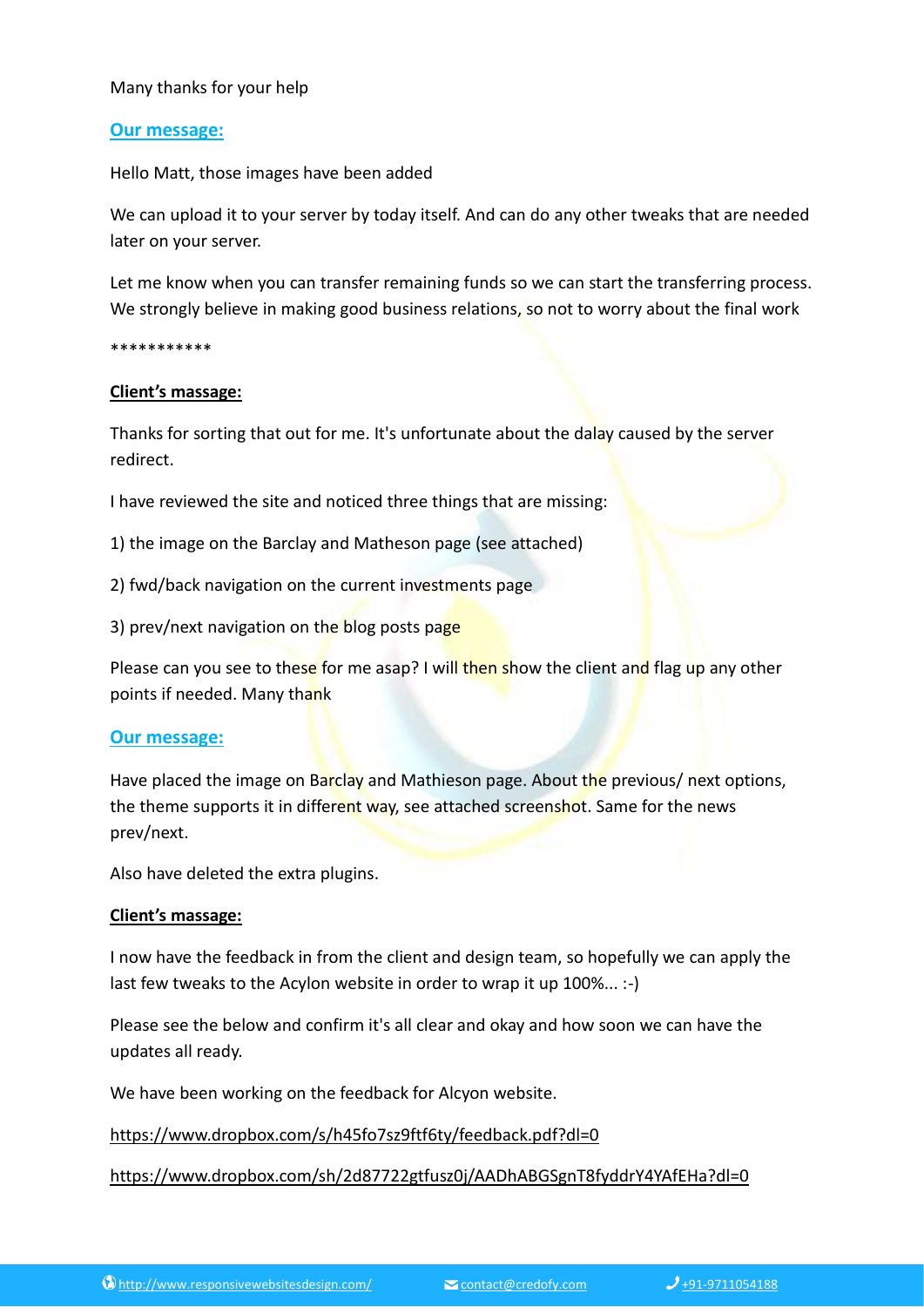Many thanks for your help

**Our message:**

Hello Matt, those images have been added

We can upload it to your server by today itself. And can do any other tweaks that are needed later on your server.

Let me know when you can transfer remaining funds so we can start the transferring process. We strongly believe in making good business relations, so not to worry about the final work

***********

**Client's massage:**

Thanks for sorting that out for me. It's unfortunate about the dalay caused by the server redirect.

I have reviewed the site and noticed three things that are missing:

1) the image on the Barclay and Matheson page (see attached)

2) fwd/back navigation on the current investments page

3) prev/next navigation on the blog posts page

Please can you see to these for me asap? I will then show the client and flag up any other points if needed. Many thank

**Our message:**

Have placed the image on Barclay and Mathieson page. About the previous/ next options, the theme supports it in different way, see attached screenshot. Same for the news prev/next.

Also have deleted the extra plugins.

**Client's massage:**

I now have the feedback in from the client and design team, so hopefully we can apply the last few tweaks to the Acylon website in order to wrap it up 100%... :-)

Please see the below and confirm it's all clear and okay and how soon we can have the updates all ready.

We have been working on the feedback for Alcyon website.

https://www.dropbox.com/s/h45fo7sz9ftf6ty/feedback.pdf?dl=0

https://www.dropbox.com/sh/2d87722gtfusz0j/AADhABGSgnT8fyddrY4YAfEHa?dl=0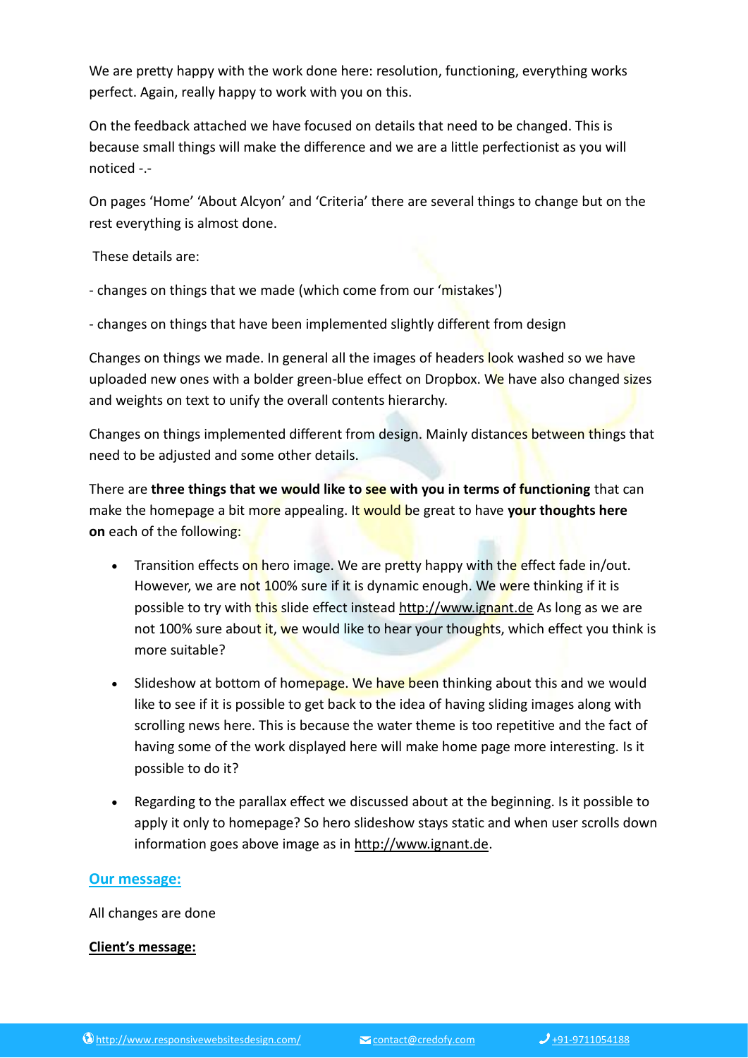We are pretty happy with the work done here: resolution, functioning, everything works perfect. Again, really happy to work with you on this.

On the feedback attached we have focused on details that need to be changed. This is because small things will make the difference and we are a little perfectionist as you will noticed -.-

On pages 'Home' 'About Alcyon' and 'Criteria' there are several things to change but on the rest everything is almost done.

These details are:

- changes on things that we made (which come from our 'mistakes')

- changes on things that have been implemented slightly different from design

Changes on things we made. In general all the images of headers look washed so we have uploaded new ones with a bolder green-blue effect on Dropbox. We have also changed sizes and weights on text to unify the overall contents hierarchy.

Changes on things implemented different from design. Mainly distances between things that need to be adjusted and some other details.

There are **three things that we would like to see with you in terms of functioning** that can make the homepage a bit more appealing. It would be great to have **your thoughts here on** each of the following:

- Transition effects on hero image. We are pretty happy with the effect fade in/out. However, we are not 100% sure if it is dynamic enough. We were thinking if it is possible to try with this slide effect instead http://www.ignant.de As long as we are not 100% sure about it, we would like to hear your thoughts, which effect you think is more suitable?
- Slideshow at bottom of homepage. We have been thinking about this and we would like to see if it is possible to get back to the idea of having sliding images along with scrolling news here. This is because the water theme is too repetitive and the fact of having some of the work displayed here will make home page more interesting. Is it possible to do it?
- Regarding to the parallax effect we discussed about at the beginning. Is it possible to apply it only to homepage? So hero slideshow stays static and when user scrolls down information goes above image as in http://www.ignant.de.

**Our message:**

All changes are done

**Client's message:**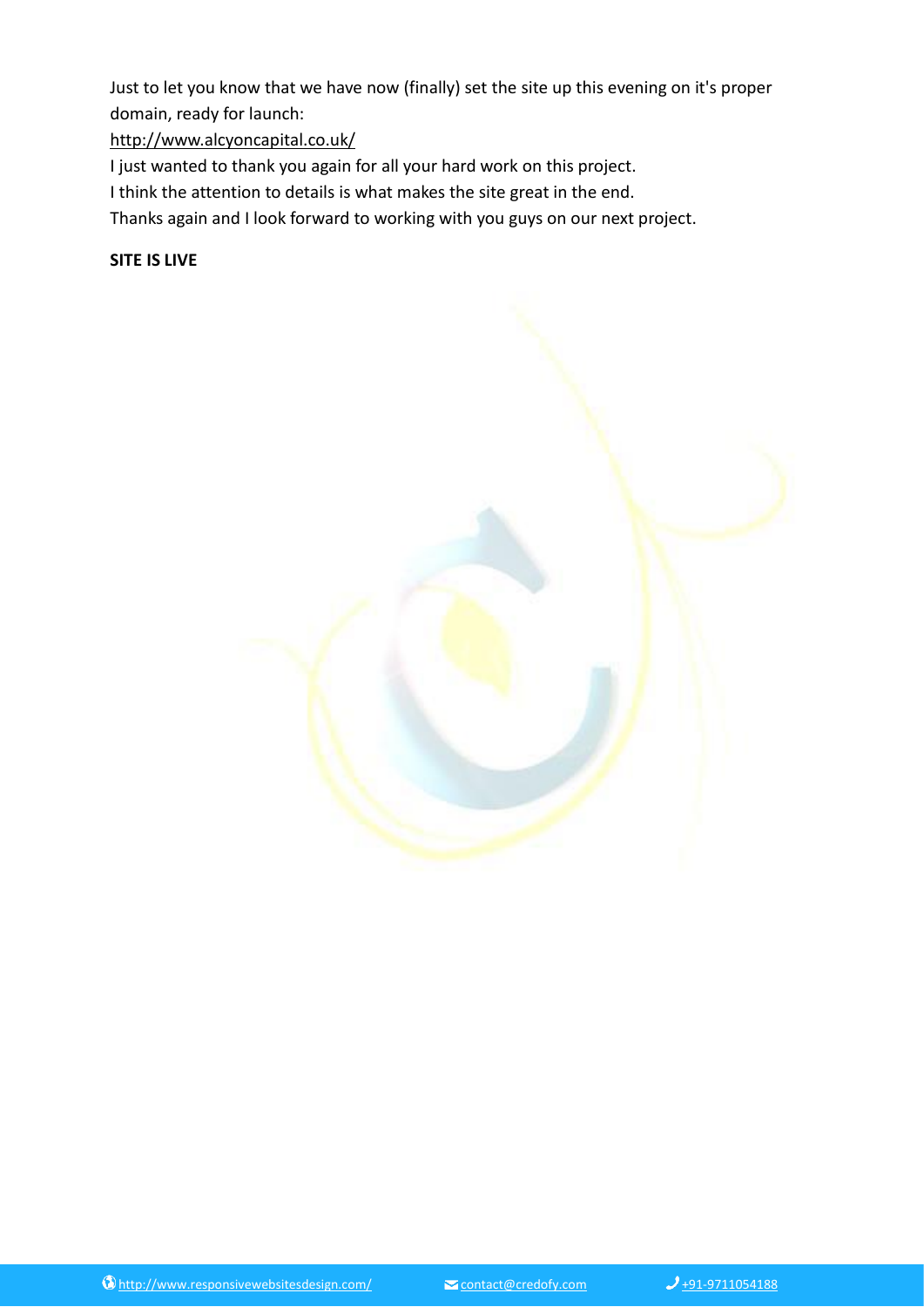Just to let you know that we have now (finally) set the site up this evening on it's proper domain, ready for launch:

http://www.alcyoncapital.co.uk/

I just wanted to thank you again for all your hard work on this project.

I think the attention to details is what makes the site great in the end.

Thanks again and I look forward to working with you guys on our next project.

**SITE IS LIVE**